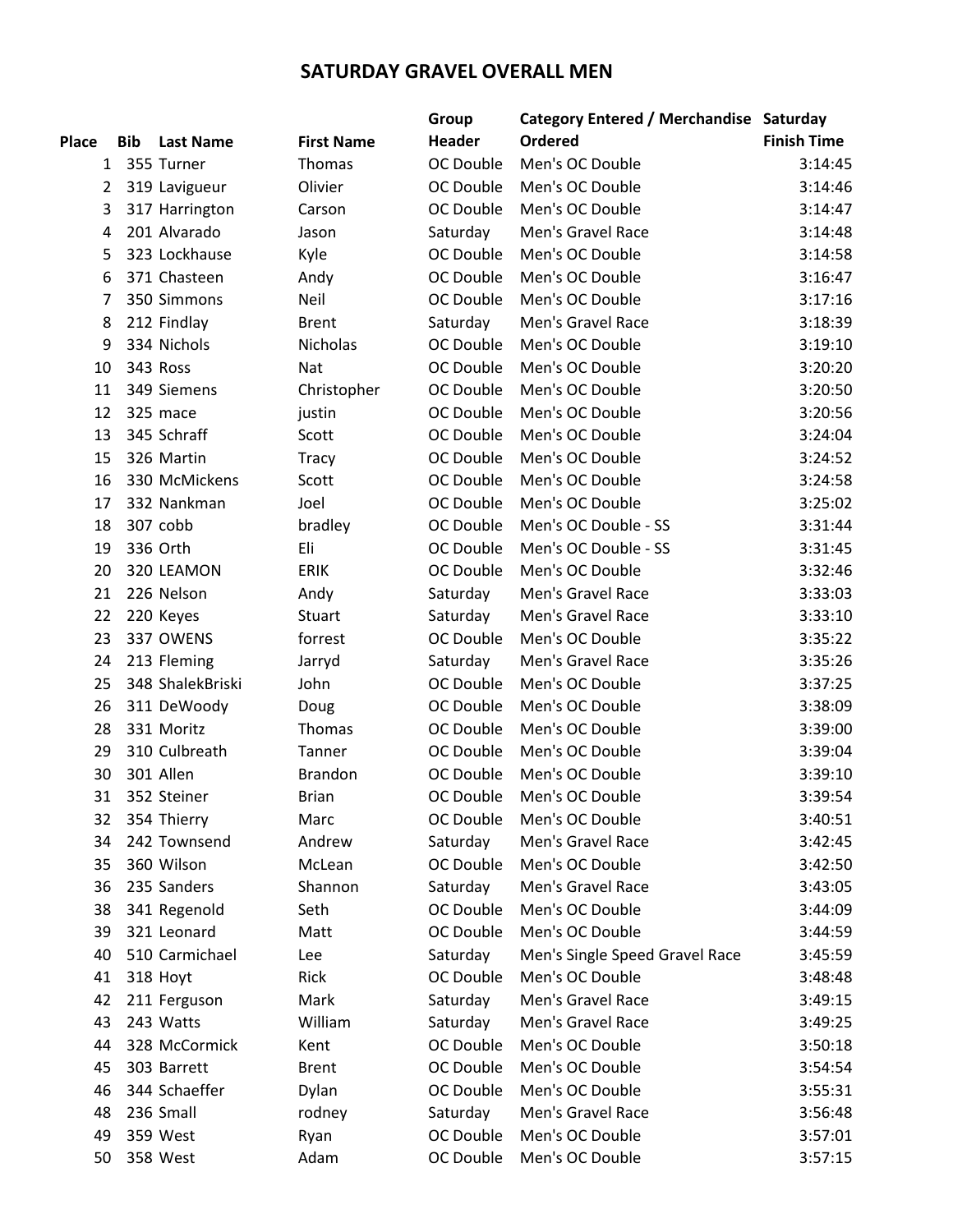# SATURDAY GRAVEL OVERALL MEN

| Place | Bib | Last Name | First Name | Group Header | Category Entered / Merchandise Ordered | Saturday Finish Time |
|---|---|---|---|---|---|---|
| 1 | 355 | Turner | Thomas | OC Double | Men's OC Double | 3:14:45 |
| 2 | 319 | Lavigueur | Olivier | OC Double | Men's OC Double | 3:14:46 |
| 3 | 317 | Harrington | Carson | OC Double | Men's OC Double | 3:14:47 |
| 4 | 201 | Alvarado | Jason | Saturday | Men's Gravel Race | 3:14:48 |
| 5 | 323 | Lockhause | Kyle | OC Double | Men's OC Double | 3:14:58 |
| 6 | 371 | Chasteen | Andy | OC Double | Men's OC Double | 3:16:47 |
| 7 | 350 | Simmons | Neil | OC Double | Men's OC Double | 3:17:16 |
| 8 | 212 | Findlay | Brent | Saturday | Men's Gravel Race | 3:18:39 |
| 9 | 334 | Nichols | Nicholas | OC Double | Men's OC Double | 3:19:10 |
| 10 | 343 | Ross | Nat | OC Double | Men's OC Double | 3:20:20 |
| 11 | 349 | Siemens | Christopher | OC Double | Men's OC Double | 3:20:50 |
| 12 | 325 | mace | justin | OC Double | Men's OC Double | 3:20:56 |
| 13 | 345 | Schraff | Scott | OC Double | Men's OC Double | 3:24:04 |
| 15 | 326 | Martin | Tracy | OC Double | Men's OC Double | 3:24:52 |
| 16 | 330 | McMickens | Scott | OC Double | Men's OC Double | 3:24:58 |
| 17 | 332 | Nankman | Joel | OC Double | Men's OC Double | 3:25:02 |
| 18 | 307 | cobb | bradley | OC Double | Men's OC Double - SS | 3:31:44 |
| 19 | 336 | Orth | Eli | OC Double | Men's OC Double - SS | 3:31:45 |
| 20 | 320 | LEAMON | ERIK | OC Double | Men's OC Double | 3:32:46 |
| 21 | 226 | Nelson | Andy | Saturday | Men's Gravel Race | 3:33:03 |
| 22 | 220 | Keyes | Stuart | Saturday | Men's Gravel Race | 3:33:10 |
| 23 | 337 | OWENS | forrest | OC Double | Men's OC Double | 3:35:22 |
| 24 | 213 | Fleming | Jarryd | Saturday | Men's Gravel Race | 3:35:26 |
| 25 | 348 | ShalekBriski | John | OC Double | Men's OC Double | 3:37:25 |
| 26 | 311 | DeWoody | Doug | OC Double | Men's OC Double | 3:38:09 |
| 28 | 331 | Moritz | Thomas | OC Double | Men's OC Double | 3:39:00 |
| 29 | 310 | Culbreath | Tanner | OC Double | Men's OC Double | 3:39:04 |
| 30 | 301 | Allen | Brandon | OC Double | Men's OC Double | 3:39:10 |
| 31 | 352 | Steiner | Brian | OC Double | Men's OC Double | 3:39:54 |
| 32 | 354 | Thierry | Marc | OC Double | Men's OC Double | 3:40:51 |
| 34 | 242 | Townsend | Andrew | Saturday | Men's Gravel Race | 3:42:45 |
| 35 | 360 | Wilson | McLean | OC Double | Men's OC Double | 3:42:50 |
| 36 | 235 | Sanders | Shannon | Saturday | Men's Gravel Race | 3:43:05 |
| 38 | 341 | Regenold | Seth | OC Double | Men's OC Double | 3:44:09 |
| 39 | 321 | Leonard | Matt | OC Double | Men's OC Double | 3:44:59 |
| 40 | 510 | Carmichael | Lee | Saturday | Men's Single Speed Gravel Race | 3:45:59 |
| 41 | 318 | Hoyt | Rick | OC Double | Men's OC Double | 3:48:48 |
| 42 | 211 | Ferguson | Mark | Saturday | Men's Gravel Race | 3:49:15 |
| 43 | 243 | Watts | William | Saturday | Men's Gravel Race | 3:49:25 |
| 44 | 328 | McCormick | Kent | OC Double | Men's OC Double | 3:50:18 |
| 45 | 303 | Barrett | Brent | OC Double | Men's OC Double | 3:54:54 |
| 46 | 344 | Schaeffer | Dylan | OC Double | Men's OC Double | 3:55:31 |
| 48 | 236 | Small | rodney | Saturday | Men's Gravel Race | 3:56:48 |
| 49 | 359 | West | Ryan | OC Double | Men's OC Double | 3:57:01 |
| 50 | 358 | West | Adam | OC Double | Men's OC Double | 3:57:15 |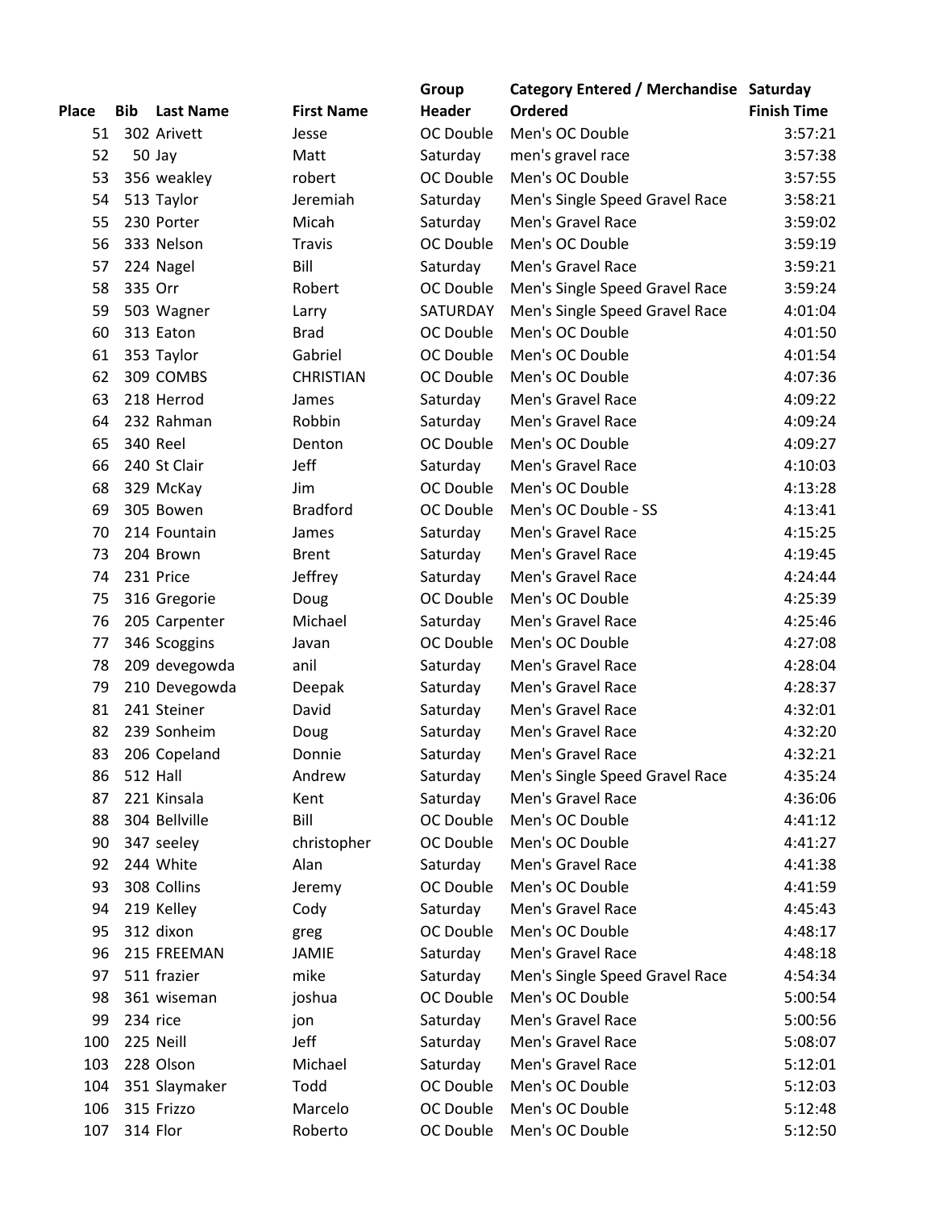| Place | Bib | Last Name | First Name | Group Header | Category Entered / Merchandise Ordered | Saturday Finish Time |
|---|---|---|---|---|---|---|
| 51 | 302 | Arivett | Jesse | OC Double | Men's OC Double | 3:57:21 |
| 52 | 50 | Jay | Matt | Saturday | men's gravel race | 3:57:38 |
| 53 | 356 | weakley | robert | OC Double | Men's OC Double | 3:57:55 |
| 54 | 513 | Taylor | Jeremiah | Saturday | Men's Single Speed Gravel Race | 3:58:21 |
| 55 | 230 | Porter | Micah | Saturday | Men's Gravel Race | 3:59:02 |
| 56 | 333 | Nelson | Travis | OC Double | Men's OC Double | 3:59:19 |
| 57 | 224 | Nagel | Bill | Saturday | Men's Gravel Race | 3:59:21 |
| 58 | 335 | Orr | Robert | OC Double | Men's Single Speed Gravel Race | 3:59:24 |
| 59 | 503 | Wagner | Larry | SATURDAY | Men's Single Speed Gravel Race | 4:01:04 |
| 60 | 313 | Eaton | Brad | OC Double | Men's OC Double | 4:01:50 |
| 61 | 353 | Taylor | Gabriel | OC Double | Men's OC Double | 4:01:54 |
| 62 | 309 | COMBS | CHRISTIAN | OC Double | Men's OC Double | 4:07:36 |
| 63 | 218 | Herrod | James | Saturday | Men's Gravel Race | 4:09:22 |
| 64 | 232 | Rahman | Robbin | Saturday | Men's Gravel Race | 4:09:24 |
| 65 | 340 | Reel | Denton | OC Double | Men's OC Double | 4:09:27 |
| 66 | 240 | St Clair | Jeff | Saturday | Men's Gravel Race | 4:10:03 |
| 68 | 329 | McKay | Jim | OC Double | Men's OC Double | 4:13:28 |
| 69 | 305 | Bowen | Bradford | OC Double | Men's OC Double - SS | 4:13:41 |
| 70 | 214 | Fountain | James | Saturday | Men's Gravel Race | 4:15:25 |
| 73 | 204 | Brown | Brent | Saturday | Men's Gravel Race | 4:19:45 |
| 74 | 231 | Price | Jeffrey | Saturday | Men's Gravel Race | 4:24:44 |
| 75 | 316 | Gregorie | Doug | OC Double | Men's OC Double | 4:25:39 |
| 76 | 205 | Carpenter | Michael | Saturday | Men's Gravel Race | 4:25:46 |
| 77 | 346 | Scoggins | Javan | OC Double | Men's OC Double | 4:27:08 |
| 78 | 209 | devegowda | anil | Saturday | Men's Gravel Race | 4:28:04 |
| 79 | 210 | Devegowda | Deepak | Saturday | Men's Gravel Race | 4:28:37 |
| 81 | 241 | Steiner | David | Saturday | Men's Gravel Race | 4:32:01 |
| 82 | 239 | Sonheim | Doug | Saturday | Men's Gravel Race | 4:32:20 |
| 83 | 206 | Copeland | Donnie | Saturday | Men's Gravel Race | 4:32:21 |
| 86 | 512 | Hall | Andrew | Saturday | Men's Single Speed Gravel Race | 4:35:24 |
| 87 | 221 | Kinsala | Kent | Saturday | Men's Gravel Race | 4:36:06 |
| 88 | 304 | Bellville | Bill | OC Double | Men's OC Double | 4:41:12 |
| 90 | 347 | seeley | christopher | OC Double | Men's OC Double | 4:41:27 |
| 92 | 244 | White | Alan | Saturday | Men's Gravel Race | 4:41:38 |
| 93 | 308 | Collins | Jeremy | OC Double | Men's OC Double | 4:41:59 |
| 94 | 219 | Kelley | Cody | Saturday | Men's Gravel Race | 4:45:43 |
| 95 | 312 | dixon | greg | OC Double | Men's OC Double | 4:48:17 |
| 96 | 215 | FREEMAN | JAMIE | Saturday | Men's Gravel Race | 4:48:18 |
| 97 | 511 | frazier | mike | Saturday | Men's Single Speed Gravel Race | 4:54:34 |
| 98 | 361 | wiseman | joshua | OC Double | Men's OC Double | 5:00:54 |
| 99 | 234 | rice | jon | Saturday | Men's Gravel Race | 5:00:56 |
| 100 | 225 | Neill | Jeff | Saturday | Men's Gravel Race | 5:08:07 |
| 103 | 228 | Olson | Michael | Saturday | Men's Gravel Race | 5:12:01 |
| 104 | 351 | Slaymaker | Todd | OC Double | Men's OC Double | 5:12:03 |
| 106 | 315 | Frizzo | Marcelo | OC Double | Men's OC Double | 5:12:48 |
| 107 | 314 | Flor | Roberto | OC Double | Men's OC Double | 5:12:50 |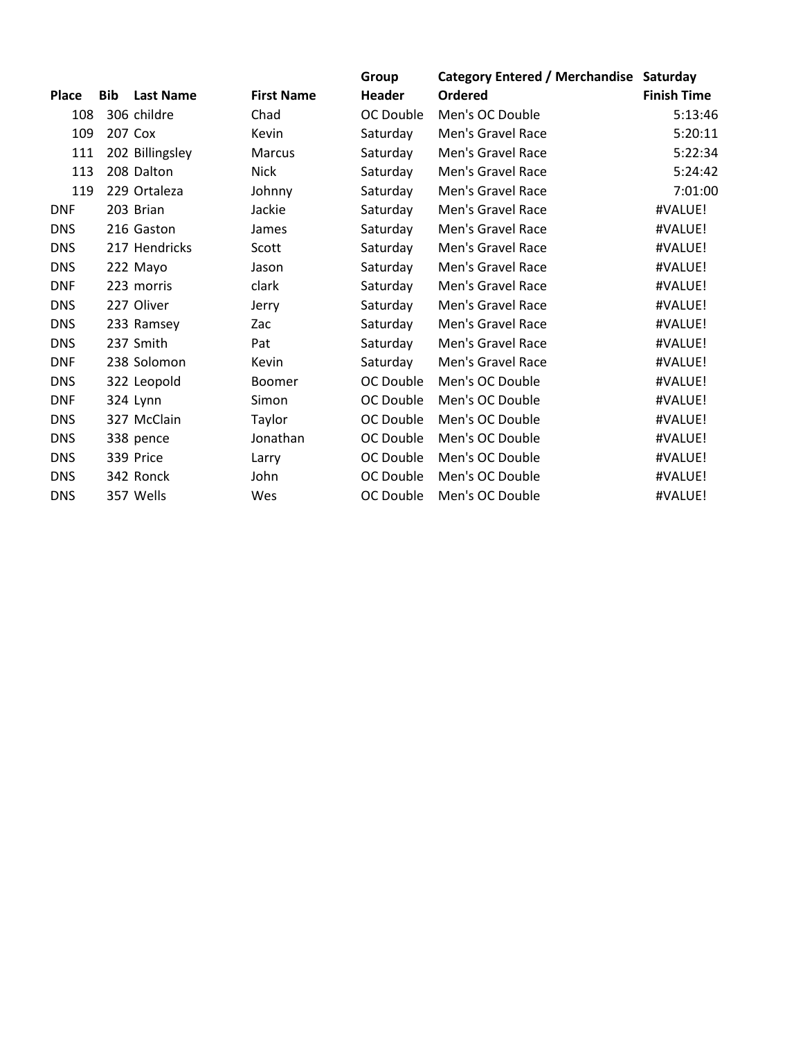| Place | Bib | Last Name | First Name | Group Header | Category Entered / Merchandise Ordered | Saturday Finish Time |
|---|---|---|---|---|---|---|
| 108 | 306 | childre | Chad | OC Double | Men's OC Double | 5:13:46 |
| 109 | 207 | Cox | Kevin | Saturday | Men's Gravel Race | 5:20:11 |
| 111 | 202 | Billingsley | Marcus | Saturday | Men's Gravel Race | 5:22:34 |
| 113 | 208 | Dalton | Nick | Saturday | Men's Gravel Race | 5:24:42 |
| 119 | 229 | Ortaleza | Johnny | Saturday | Men's Gravel Race | 7:01:00 |
| DNF | 203 | Brian | Jackie | Saturday | Men's Gravel Race | #VALUE! |
| DNS | 216 | Gaston | James | Saturday | Men's Gravel Race | #VALUE! |
| DNS | 217 | Hendricks | Scott | Saturday | Men's Gravel Race | #VALUE! |
| DNS | 222 | Mayo | Jason | Saturday | Men's Gravel Race | #VALUE! |
| DNF | 223 | morris | clark | Saturday | Men's Gravel Race | #VALUE! |
| DNS | 227 | Oliver | Jerry | Saturday | Men's Gravel Race | #VALUE! |
| DNS | 233 | Ramsey | Zac | Saturday | Men's Gravel Race | #VALUE! |
| DNS | 237 | Smith | Pat | Saturday | Men's Gravel Race | #VALUE! |
| DNF | 238 | Solomon | Kevin | Saturday | Men's Gravel Race | #VALUE! |
| DNS | 322 | Leopold | Boomer | OC Double | Men's OC Double | #VALUE! |
| DNF | 324 | Lynn | Simon | OC Double | Men's OC Double | #VALUE! |
| DNS | 327 | McClain | Taylor | OC Double | Men's OC Double | #VALUE! |
| DNS | 338 | pence | Jonathan | OC Double | Men's OC Double | #VALUE! |
| DNS | 339 | Price | Larry | OC Double | Men's OC Double | #VALUE! |
| DNS | 342 | Ronck | John | OC Double | Men's OC Double | #VALUE! |
| DNS | 357 | Wells | Wes | OC Double | Men's OC Double | #VALUE! |